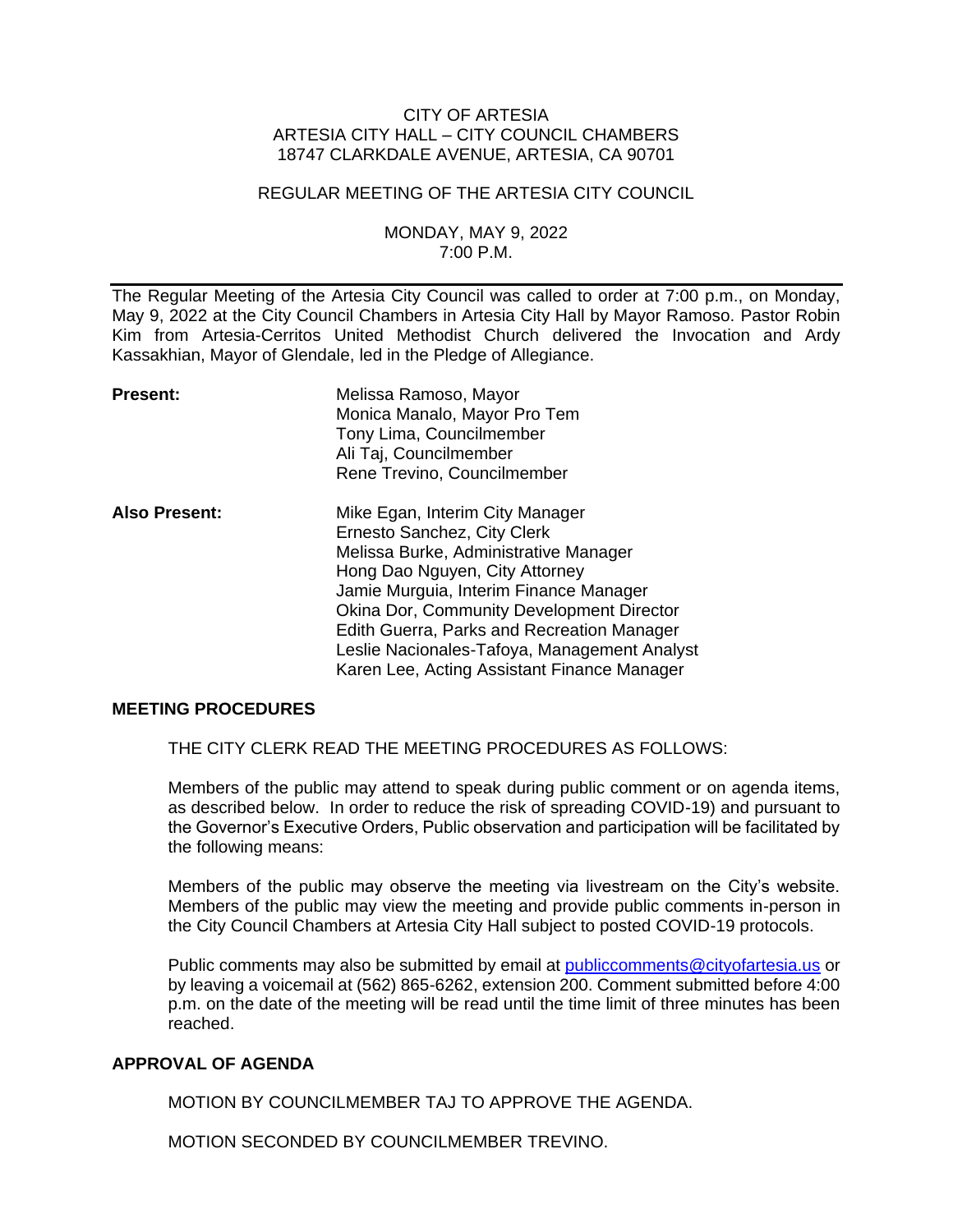CITY OF ARTESIA
ARTESIA CITY HALL – CITY COUNCIL CHAMBERS
18747 CLARKDALE AVENUE, ARTESIA, CA 90701

REGULAR MEETING OF THE ARTESIA CITY COUNCIL

MONDAY, MAY 9, 2022
7:00 P.M.

---

The Regular Meeting of the Artesia City Council was called to order at 7:00 p.m., on Monday, May 9, 2022 at the City Council Chambers in Artesia City Hall by Mayor Ramoso. Pastor Robin Kim from Artesia-Cerritos United Methodist Church delivered the Invocation and Ardy Kassakhian, Mayor of Glendale, led in the Pledge of Allegiance.

**Present:**

Melissa Ramoso, Mayor
Monica Manalo, Mayor Pro Tem
Tony Lima, Councilmember
Ali Taj, Councilmember
Rene Trevino, Councilmember

**Also Present:**

Mike Egan, Interim City Manager
Ernesto Sanchez, City Clerk
Melissa Burke, Administrative Manager
Hong Dao Nguyen, City Attorney
Jamie Murguia, Interim Finance Manager
Okina Dor, Community Development Director
Edith Guerra, Parks and Recreation Manager
Leslie Nacionales-Tafoya, Management Analyst
Karen Lee, Acting Assistant Finance Manager

**MEETING PROCEDURES**

THE CITY CLERK READ THE MEETING PROCEDURES AS FOLLOWS:

Members of the public may attend to speak during public comment or on agenda items, as described below. In order to reduce the risk of spreading COVID-19) and pursuant to the Governor's Executive Orders, Public observation and participation will be facilitated by the following means:

Members of the public may observe the meeting via livestream on the City's website. Members of the public may view the meeting and provide public comments in-person in the City Council Chambers at Artesia City Hall subject to posted COVID-19 protocols.

Public comments may also be submitted by email at publiccomments@cityofartesia.us or by leaving a voicemail at (562) 865-6262, extension 200. Comment submitted before 4:00 p.m. on the date of the meeting will be read until the time limit of three minutes has been reached.

**APPROVAL OF AGENDA**

MOTION BY COUNCILMEMBER TAJ TO APPROVE THE AGENDA.

MOTION SECONDED BY COUNCILMEMBER TREVINO.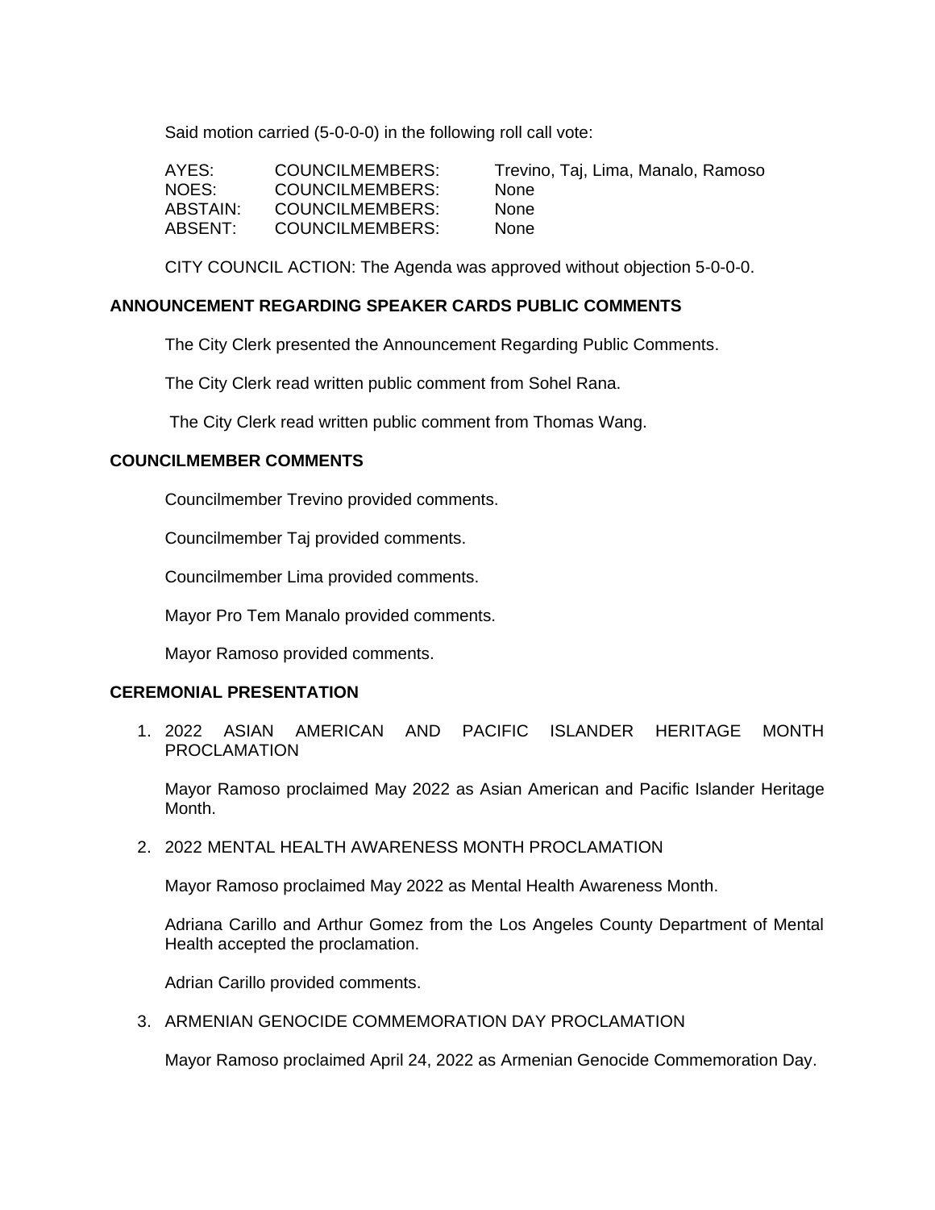Said motion carried (5-0-0-0) in the following roll call vote:

| | | |
|---|---|---|
| AYES: | COUNCILMEMBERS: | Trevino, Taj, Lima, Manalo, Ramoso |
| NOES: | COUNCILMEMBERS: | None |
| ABSTAIN: | COUNCILMEMBERS: | None |
| ABSENT: | COUNCILMEMBERS: | None |

CITY COUNCIL ACTION: The Agenda was approved without objection 5-0-0-0.

**ANNOUNCEMENT REGARDING SPEAKER CARDS PUBLIC COMMENTS**

The City Clerk presented the Announcement Regarding Public Comments.

The City Clerk read written public comment from Sohel Rana.

The City Clerk read written public comment from Thomas Wang.

**COUNCILMEMBER COMMENTS**

Councilmember Trevino provided comments.

Councilmember Taj provided comments.

Councilmember Lima provided comments.

Mayor Pro Tem Manalo provided comments.

Mayor Ramoso provided comments.

**CEREMONIAL PRESENTATION**

1. 2022 ASIAN AMERICAN AND PACIFIC ISLANDER HERITAGE MONTH PROCLAMATION

   Mayor Ramoso proclaimed May 2022 as Asian American and Pacific Islander Heritage Month.

2. 2022 MENTAL HEALTH AWARENESS MONTH PROCLAMATION

   Mayor Ramoso proclaimed May 2022 as Mental Health Awareness Month.

   Adriana Carillo and Arthur Gomez from the Los Angeles County Department of Mental Health accepted the proclamation.

   Adrian Carillo provided comments.

3. ARMENIAN GENOCIDE COMMEMORATION DAY PROCLAMATION

   Mayor Ramoso proclaimed April 24, 2022 as Armenian Genocide Commemoration Day.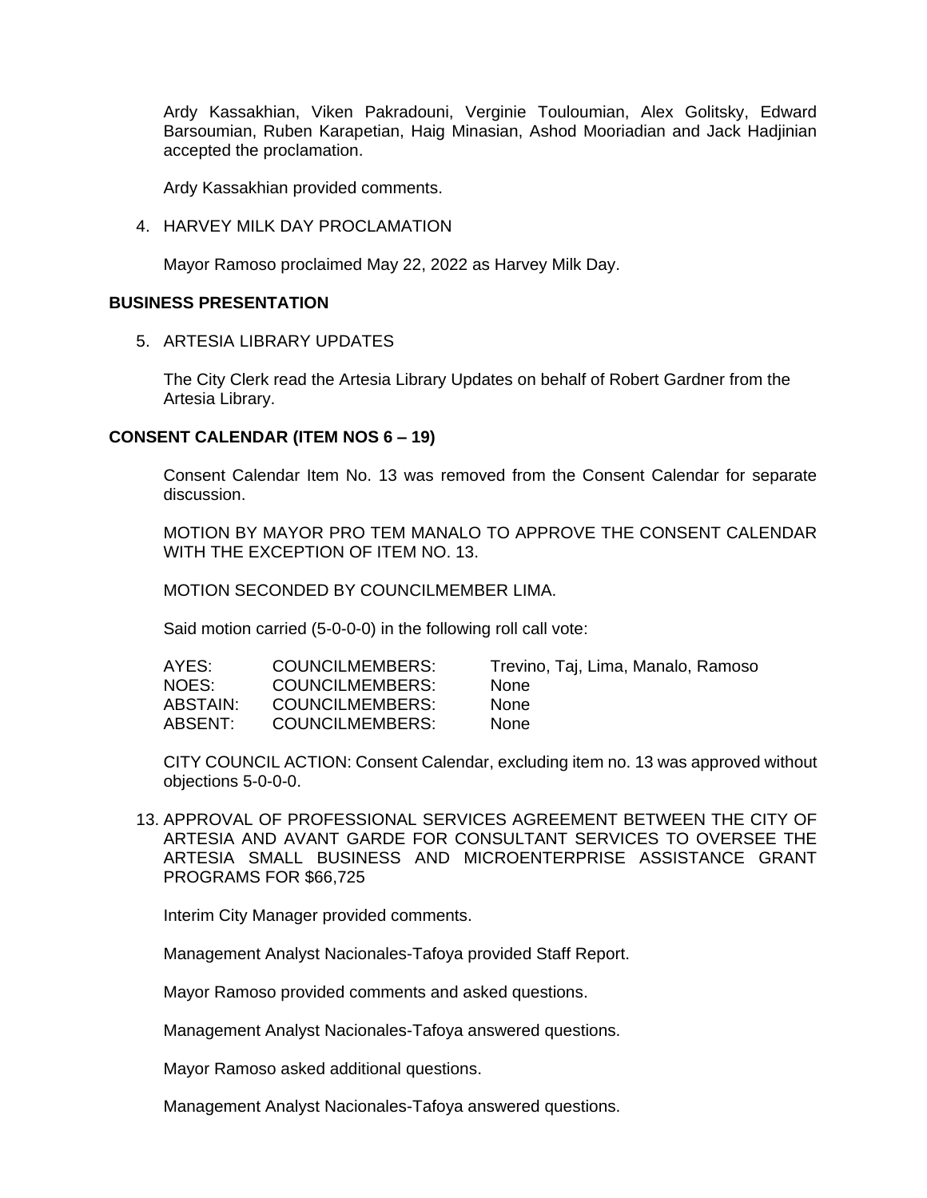Ardy Kassakhian, Viken Pakradouni, Verginie Touloumian, Alex Golitsky, Edward Barsoumian, Ruben Karapetian, Haig Minasian, Ashod Mooriadian and Jack Hadjinian accepted the proclamation.

Ardy Kassakhian provided comments.

4. HARVEY MILK DAY PROCLAMATION

   Mayor Ramoso proclaimed May 22, 2022 as Harvey Milk Day.

**BUSINESS PRESENTATION**

5. ARTESIA LIBRARY UPDATES

   The City Clerk read the Artesia Library Updates on behalf of Robert Gardner from the Artesia Library.

**CONSENT CALENDAR (ITEM NOS 6 – 19)**

Consent Calendar Item No. 13 was removed from the Consent Calendar for separate discussion.

MOTION BY MAYOR PRO TEM MANALO TO APPROVE THE CONSENT CALENDAR WITH THE EXCEPTION OF ITEM NO. 13.

MOTION SECONDED BY COUNCILMEMBER LIMA.

Said motion carried (5-0-0-0) in the following roll call vote:

| | | |
|---|---|---|
| AYES: | COUNCILMEMBERS: | Trevino, Taj, Lima, Manalo, Ramoso |
| NOES: | COUNCILMEMBERS: | None |
| ABSTAIN: | COUNCILMEMBERS: | None |
| ABSENT: | COUNCILMEMBERS: | None |

CITY COUNCIL ACTION: Consent Calendar, excluding item no. 13 was approved without objections 5-0-0-0.

13. APPROVAL OF PROFESSIONAL SERVICES AGREEMENT BETWEEN THE CITY OF ARTESIA AND AVANT GARDE FOR CONSULTANT SERVICES TO OVERSEE THE ARTESIA SMALL BUSINESS AND MICROENTERPRISE ASSISTANCE GRANT PROGRAMS FOR $66,725

    Interim City Manager provided comments.

    Management Analyst Nacionales-Tafoya provided Staff Report.

    Mayor Ramoso provided comments and asked questions.

    Management Analyst Nacionales-Tafoya answered questions.

    Mayor Ramoso asked additional questions.

    Management Analyst Nacionales-Tafoya answered questions.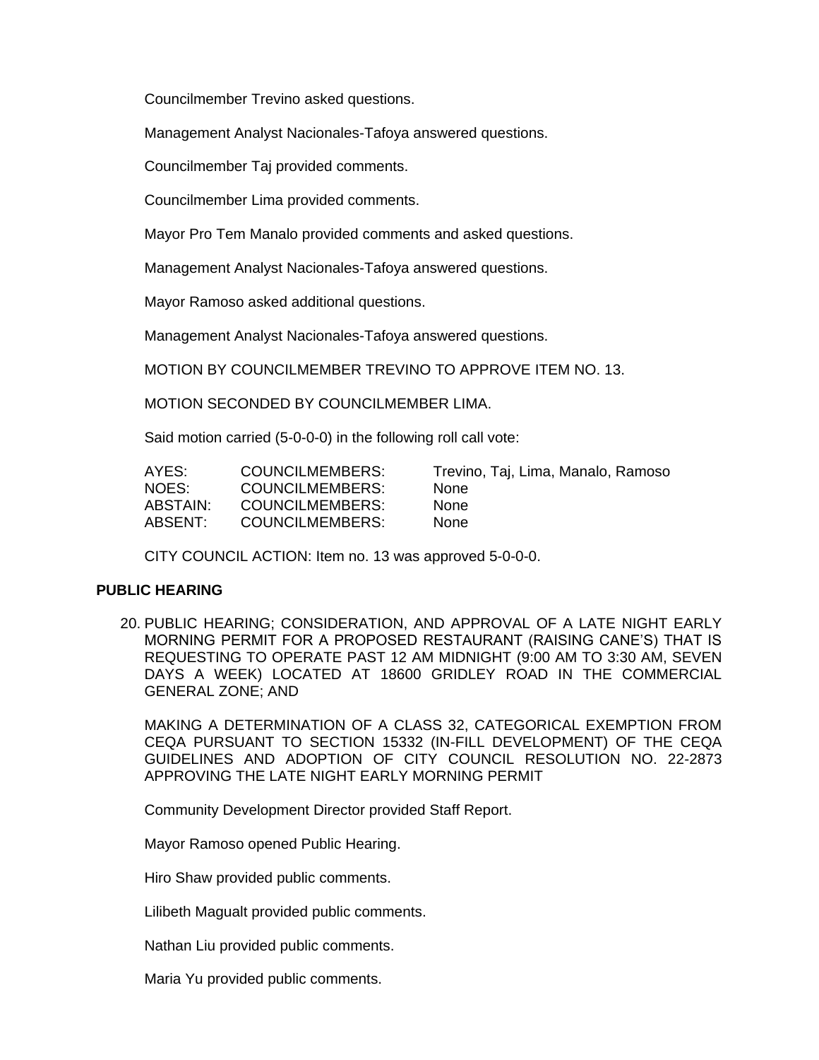Councilmember Trevino asked questions.

Management Analyst Nacionales-Tafoya answered questions.

Councilmember Taj provided comments.

Councilmember Lima provided comments.

Mayor Pro Tem Manalo provided comments and asked questions.

Management Analyst Nacionales-Tafoya answered questions.

Mayor Ramoso asked additional questions.

Management Analyst Nacionales-Tafoya answered questions.

MOTION BY COUNCILMEMBER TREVINO TO APPROVE ITEM NO. 13.

MOTION SECONDED BY COUNCILMEMBER LIMA.

Said motion carried (5-0-0-0) in the following roll call vote:

| | | |
|---|---|---|
| AYES: | COUNCILMEMBERS: | Trevino, Taj, Lima, Manalo, Ramoso |
| NOES: | COUNCILMEMBERS: | None |
| ABSTAIN: | COUNCILMEMBERS: | None |
| ABSENT: | COUNCILMEMBERS: | None |

CITY COUNCIL ACTION: Item no. 13 was approved 5-0-0-0.

**PUBLIC HEARING**

20. PUBLIC HEARING; CONSIDERATION, AND APPROVAL OF A LATE NIGHT EARLY MORNING PERMIT FOR A PROPOSED RESTAURANT (RAISING CANE'S) THAT IS REQUESTING TO OPERATE PAST 12 AM MIDNIGHT (9:00 AM TO 3:30 AM, SEVEN DAYS A WEEK) LOCATED AT 18600 GRIDLEY ROAD IN THE COMMERCIAL GENERAL ZONE; AND

    MAKING A DETERMINATION OF A CLASS 32, CATEGORICAL EXEMPTION FROM CEQA PURSUANT TO SECTION 15332 (IN-FILL DEVELOPMENT) OF THE CEQA GUIDELINES AND ADOPTION OF CITY COUNCIL RESOLUTION NO. 22-2873 APPROVING THE LATE NIGHT EARLY MORNING PERMIT

    Community Development Director provided Staff Report.

    Mayor Ramoso opened Public Hearing.

    Hiro Shaw provided public comments.

    Lilibeth Magualt provided public comments.

    Nathan Liu provided public comments.

    Maria Yu provided public comments.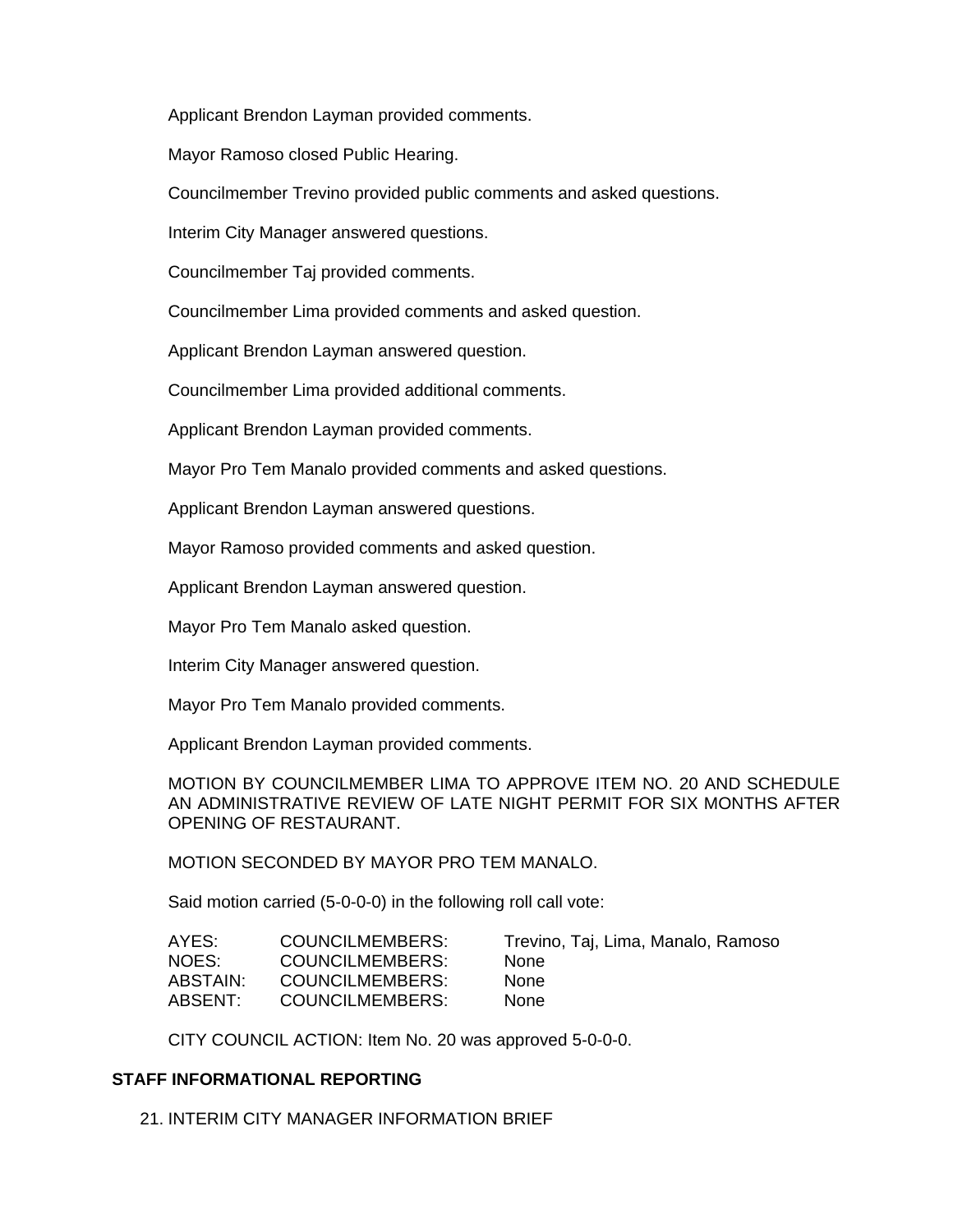Applicant Brendon Layman provided comments.

Mayor Ramoso closed Public Hearing.

Councilmember Trevino provided public comments and asked questions.

Interim City Manager answered questions.

Councilmember Taj provided comments.

Councilmember Lima provided comments and asked question.

Applicant Brendon Layman answered question.

Councilmember Lima provided additional comments.

Applicant Brendon Layman provided comments.

Mayor Pro Tem Manalo provided comments and asked questions.

Applicant Brendon Layman answered questions.

Mayor Ramoso provided comments and asked question.

Applicant Brendon Layman answered question.

Mayor Pro Tem Manalo asked question.

Interim City Manager answered question.

Mayor Pro Tem Manalo provided comments.

Applicant Brendon Layman provided comments.

MOTION BY COUNCILMEMBER LIMA TO APPROVE ITEM NO. 20 AND SCHEDULE AN ADMINISTRATIVE REVIEW OF LATE NIGHT PERMIT FOR SIX MONTHS AFTER OPENING OF RESTAURANT.

MOTION SECONDED BY MAYOR PRO TEM MANALO.

Said motion carried (5-0-0-0) in the following roll call vote:

| | | |
|---|---|---|
| AYES: | COUNCILMEMBERS: | Trevino, Taj, Lima, Manalo, Ramoso |
| NOES: | COUNCILMEMBERS: | None |
| ABSTAIN: | COUNCILMEMBERS: | None |
| ABSENT: | COUNCILMEMBERS: | None |

CITY COUNCIL ACTION: Item No. 20 was approved 5-0-0-0.

## STAFF INFORMATIONAL REPORTING

21. INTERIM CITY MANAGER INFORMATION BRIEF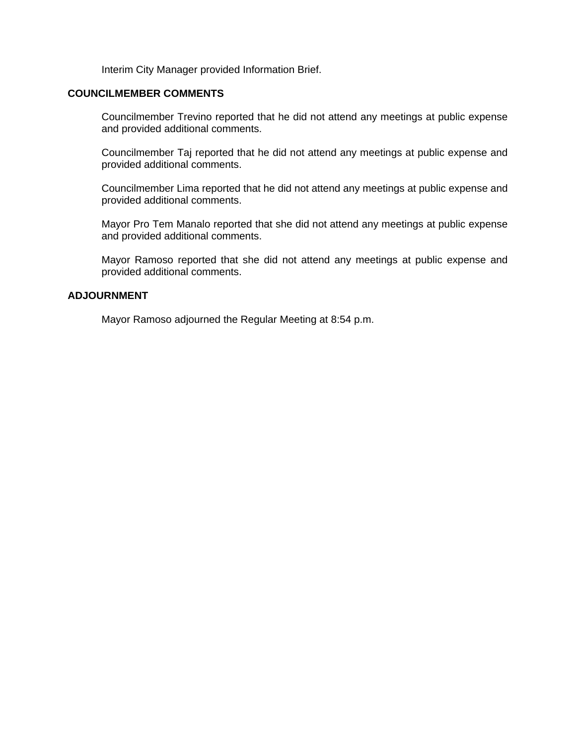Interim City Manager provided Information Brief.

## COUNCILMEMBER COMMENTS

Councilmember Trevino reported that he did not attend any meetings at public expense and provided additional comments.

Councilmember Taj reported that he did not attend any meetings at public expense and provided additional comments.

Councilmember Lima reported that he did not attend any meetings at public expense and provided additional comments.

Mayor Pro Tem Manalo reported that she did not attend any meetings at public expense and provided additional comments.

Mayor Ramoso reported that she did not attend any meetings at public expense and provided additional comments.

## ADJOURNMENT

Mayor Ramoso adjourned the Regular Meeting at 8:54 p.m.